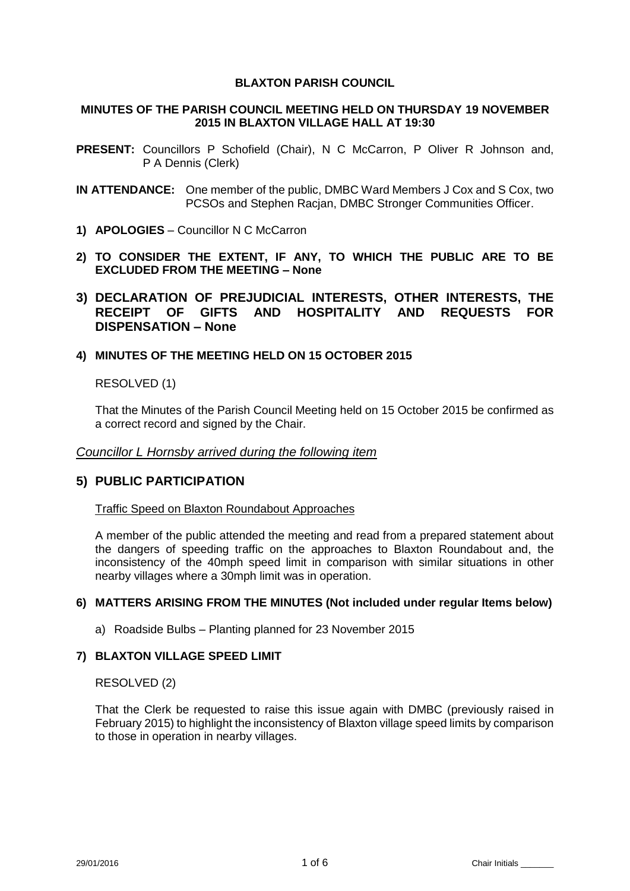# BLAXTON PARISH COUNCIL

## MINUTES OF THE PARISH COUNCIL MEETING HELD ON THURSDAY 19 NOVEMBER 2015 IN BLAXTON VILLAGE HALL AT 19:30

**PRESENT:** Councillors P Schofield (Chair), N C McCarron, P Oliver R Johnson and, P A Dennis (Clerk)

**IN ATTENDANCE:** One member of the public, DMBC Ward Members J Cox and S Cox, two PCSOs and Stephen Racjan, DMBC Stronger Communities Officer.

**1) APOLOGIES** – Councillor N C McCarron

**2) TO CONSIDER THE EXTENT, IF ANY, TO WHICH THE PUBLIC ARE TO BE EXCLUDED FROM THE MEETING – None**

## 3) DECLARATION OF PREJUDICIAL INTERESTS, OTHER INTERESTS, THE RECEIPT OF GIFTS AND HOSPITALITY AND REQUESTS FOR DISPENSATION – None

**4) MINUTES OF THE MEETING HELD ON 15 OCTOBER 2015**

RESOLVED (1)

That the Minutes of the Parish Council Meeting held on 15 October 2015 be confirmed as a correct record and signed by the Chair.

*Councillor L Hornsby arrived during the following item*

## 5) PUBLIC PARTICIPATION

Traffic Speed on Blaxton Roundabout Approaches

A member of the public attended the meeting and read from a prepared statement about the dangers of speeding traffic on the approaches to Blaxton Roundabout and, the inconsistency of the 40mph speed limit in comparison with similar situations in other nearby villages where a 30mph limit was in operation.

**6) MATTERS ARISING FROM THE MINUTES (Not included under regular Items below)**

a) Roadside Bulbs – Planting planned for 23 November 2015

**7) BLAXTON VILLAGE SPEED LIMIT**

RESOLVED (2)

That the Clerk be requested to raise this issue again with DMBC (previously raised in February 2015) to highlight the inconsistency of Blaxton village speed limits by comparison to those in operation in nearby villages.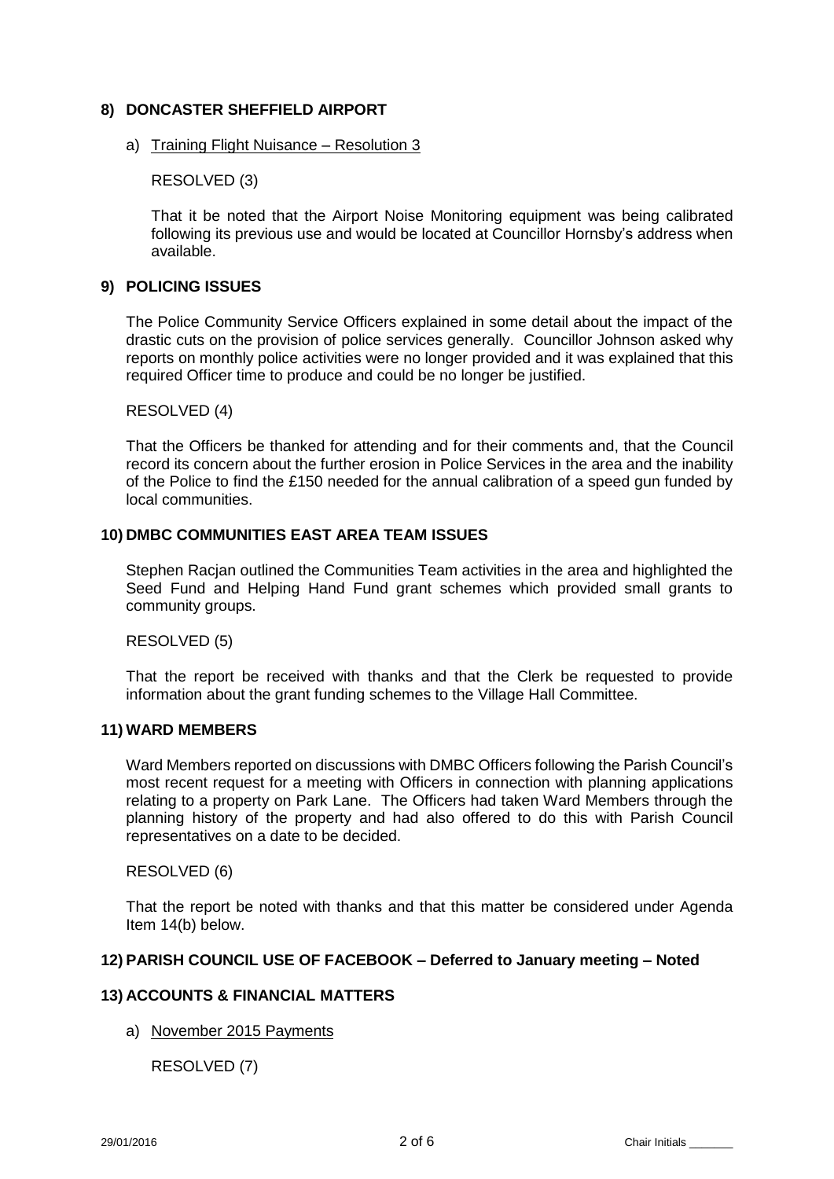## 8) DONCASTER SHEFFIELD AIRPORT

a) Training Flight Nuisance – Resolution 3

RESOLVED (3)

That it be noted that the Airport Noise Monitoring equipment was being calibrated following its previous use and would be located at Councillor Hornsby's address when available.

## 9) POLICING ISSUES

The Police Community Service Officers explained in some detail about the impact of the drastic cuts on the provision of police services generally. Councillor Johnson asked why reports on monthly police activities were no longer provided and it was explained that this required Officer time to produce and could be no longer be justified.

RESOLVED (4)

That the Officers be thanked for attending and for their comments and, that the Council record its concern about the further erosion in Police Services in the area and the inability of the Police to find the £150 needed for the annual calibration of a speed gun funded by local communities.

## 10) DMBC COMMUNITIES EAST AREA TEAM ISSUES

Stephen Racjan outlined the Communities Team activities in the area and highlighted the Seed Fund and Helping Hand Fund grant schemes which provided small grants to community groups.

RESOLVED (5)

That the report be received with thanks and that the Clerk be requested to provide information about the grant funding schemes to the Village Hall Committee.

## 11) WARD MEMBERS

Ward Members reported on discussions with DMBC Officers following the Parish Council's most recent request for a meeting with Officers in connection with planning applications relating to a property on Park Lane. The Officers had taken Ward Members through the planning history of the property and had also offered to do this with Parish Council representatives on a date to be decided.

RESOLVED (6)

That the report be noted with thanks and that this matter be considered under Agenda Item 14(b) below.

## 12) PARISH COUNCIL USE OF FACEBOOK – Deferred to January meeting – Noted

## 13) ACCOUNTS & FINANCIAL MATTERS

a) November 2015 Payments

RESOLVED (7)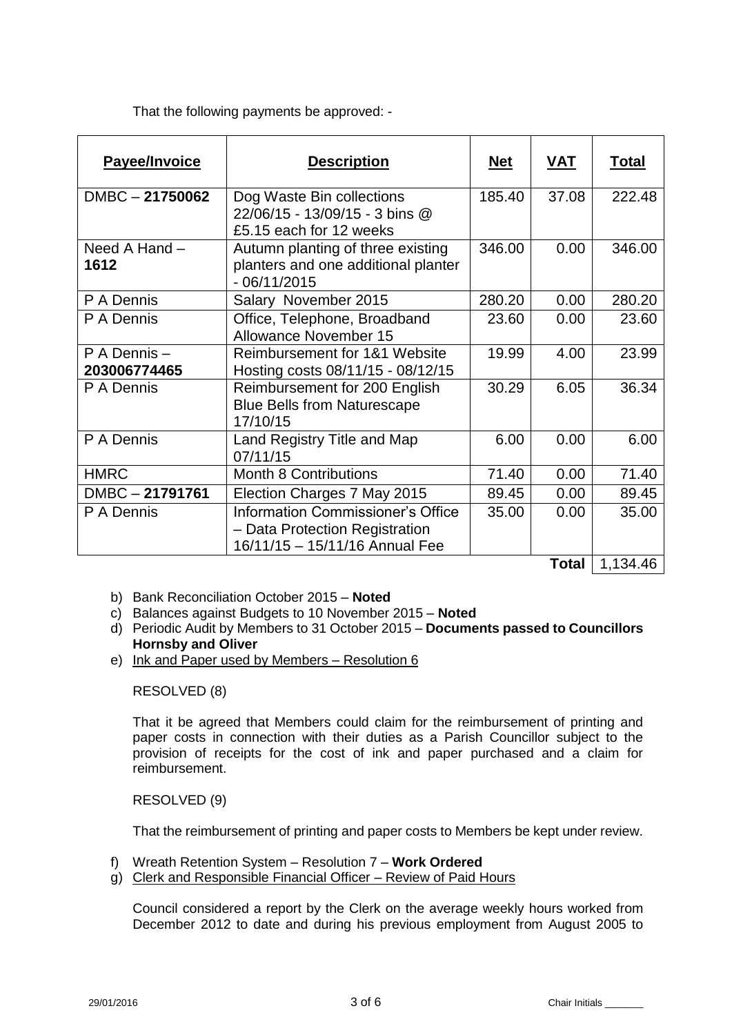That the following payments be approved: -

| **Payee/Invoice** | **Description** | **Net** | **VAT** | **Total** |
|---|---|---|---|---|
| DMBC – **21750062** | Dog Waste Bin collections 22/06/15 - 13/09/15 - 3 bins @ £5.15 each for 12 weeks | 185.40 | 37.08 | 222.48 |
| Need A Hand – **1612** | Autumn planting of three existing planters and one additional planter - 06/11/2015 | 346.00 | 0.00 | 346.00 |
| P A Dennis | Salary November 2015 | 280.20 | 0.00 | 280.20 |
| P A Dennis | Office, Telephone, Broadband Allowance November 15 | 23.60 | 0.00 | 23.60 |
| P A Dennis – **203006774465** | Reimbursement for 1&1 Website Hosting costs 08/11/15 - 08/12/15 | 19.99 | 4.00 | 23.99 |
| P A Dennis | Reimbursement for 200 English Blue Bells from Naturescape 17/10/15 | 30.29 | 6.05 | 36.34 |
| P A Dennis | Land Registry Title and Map 07/11/15 | 6.00 | 0.00 | 6.00 |
| HMRC | Month 8 Contributions | 71.40 | 0.00 | 71.40 |
| DMBC – **21791761** | Election Charges 7 May 2015 | 89.45 | 0.00 | 89.45 |
| P A Dennis | Information Commissioner's Office – Data Protection Registration 16/11/15 – 15/11/16 Annual Fee | 35.00 | 0.00 | 35.00 |
| | | | **Total** | 1,134.46 |

b) Bank Reconciliation October 2015 – **Noted**

c) Balances against Budgets to 10 November 2015 – **Noted**

d) Periodic Audit by Members to 31 October 2015 – **Documents passed to Councillors Hornsby and Oliver**

e) Ink and Paper used by Members – Resolution 6

RESOLVED (8)

That it be agreed that Members could claim for the reimbursement of printing and paper costs in connection with their duties as a Parish Councillor subject to the provision of receipts for the cost of ink and paper purchased and a claim for reimbursement.

RESOLVED (9)

That the reimbursement of printing and paper costs to Members be kept under review.

f) Wreath Retention System – Resolution 7 – **Work Ordered**

g) Clerk and Responsible Financial Officer – Review of Paid Hours

Council considered a report by the Clerk on the average weekly hours worked from December 2012 to date and during his previous employment from August 2005 to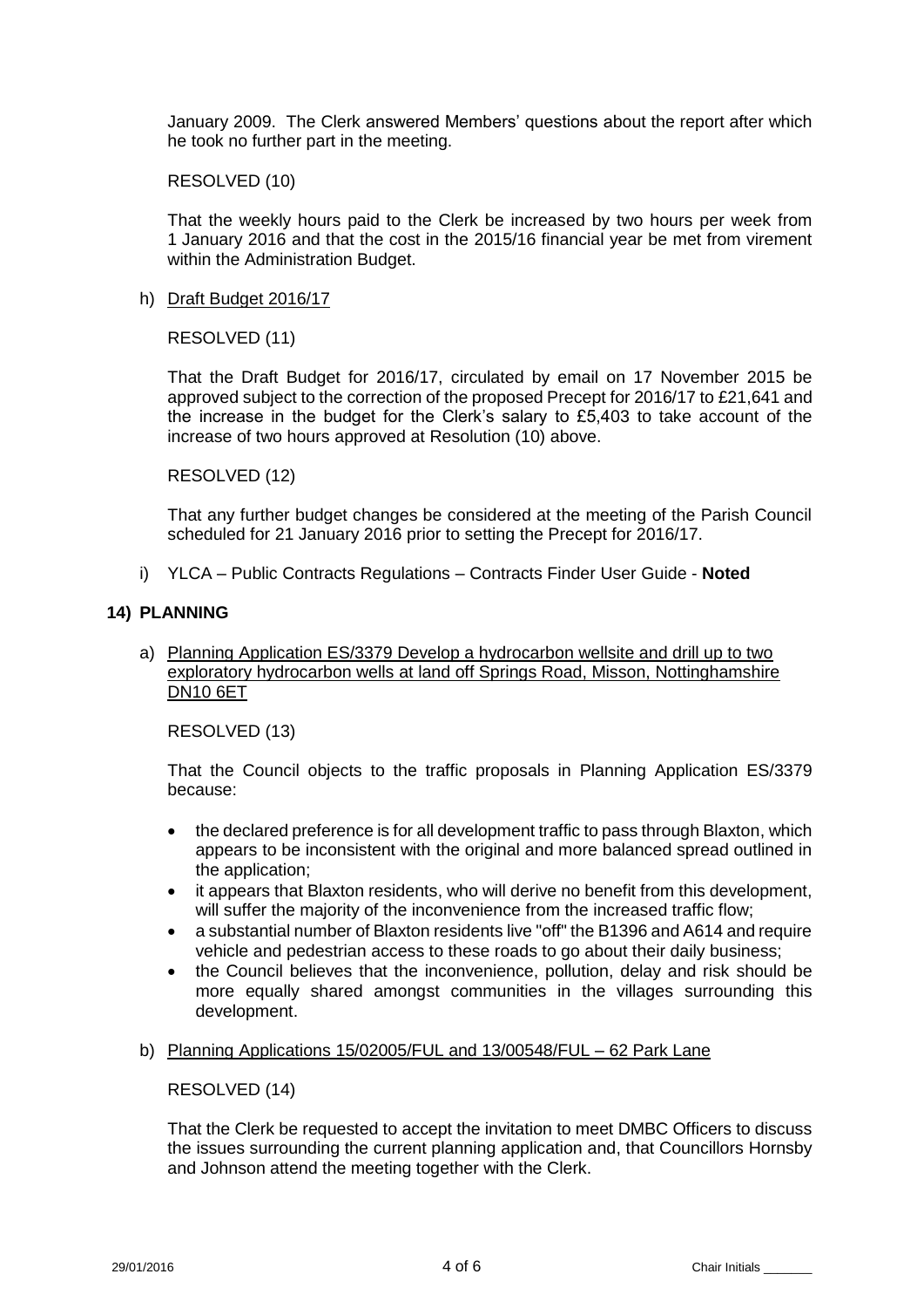January 2009. The Clerk answered Members' questions about the report after which he took no further part in the meeting.

RESOLVED (10)

That the weekly hours paid to the Clerk be increased by two hours per week from 1 January 2016 and that the cost in the 2015/16 financial year be met from virement within the Administration Budget.

h) Draft Budget 2016/17

RESOLVED (11)

That the Draft Budget for 2016/17, circulated by email on 17 November 2015 be approved subject to the correction of the proposed Precept for 2016/17 to £21,641 and the increase in the budget for the Clerk's salary to £5,403 to take account of the increase of two hours approved at Resolution (10) above.

RESOLVED (12)

That any further budget changes be considered at the meeting of the Parish Council scheduled for 21 January 2016 prior to setting the Precept for 2016/17.

i) YLCA – Public Contracts Regulations – Contracts Finder User Guide - **Noted**

## 14) PLANNING

a) Planning Application ES/3379 Develop a hydrocarbon wellsite and drill up to two exploratory hydrocarbon wells at land off Springs Road, Misson, Nottinghamshire DN10 6ET

RESOLVED (13)

That the Council objects to the traffic proposals in Planning Application ES/3379 because:

- the declared preference is for all development traffic to pass through Blaxton, which appears to be inconsistent with the original and more balanced spread outlined in the application;
- it appears that Blaxton residents, who will derive no benefit from this development, will suffer the majority of the inconvenience from the increased traffic flow;
- a substantial number of Blaxton residents live "off" the B1396 and A614 and require vehicle and pedestrian access to these roads to go about their daily business;
- the Council believes that the inconvenience, pollution, delay and risk should be more equally shared amongst communities in the villages surrounding this development.

b) Planning Applications 15/02005/FUL and 13/00548/FUL – 62 Park Lane

RESOLVED (14)

That the Clerk be requested to accept the invitation to meet DMBC Officers to discuss the issues surrounding the current planning application and, that Councillors Hornsby and Johnson attend the meeting together with the Clerk.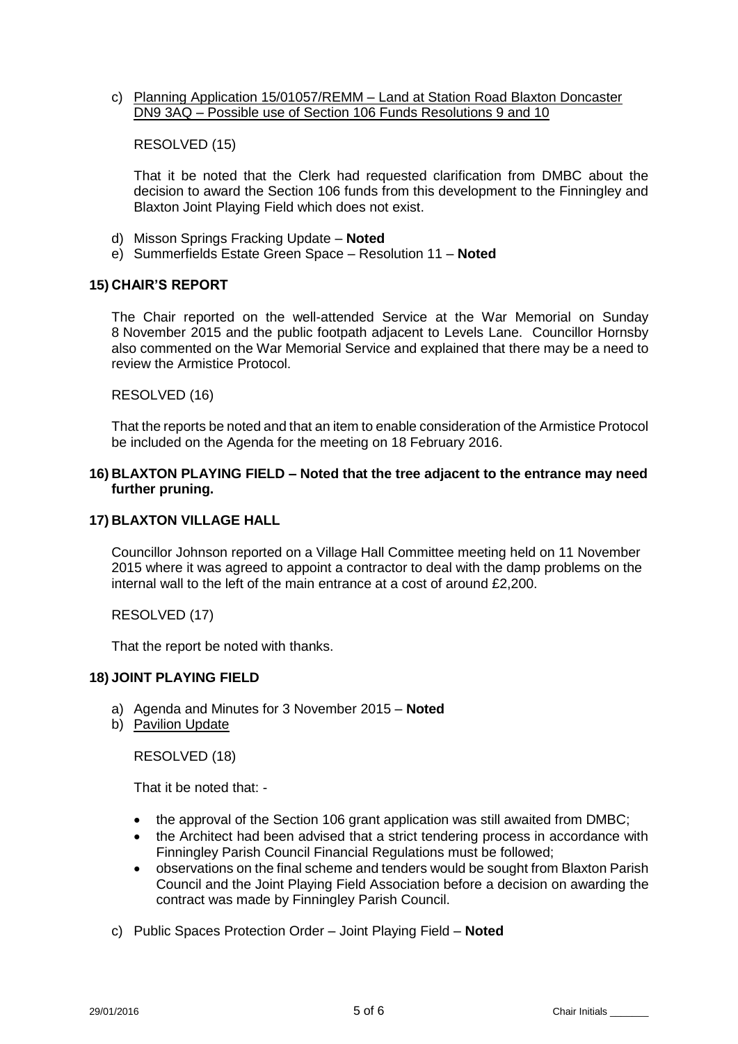c) Planning Application 15/01057/REMM – Land at Station Road Blaxton Doncaster DN9 3AQ – Possible use of Section 106 Funds Resolutions 9 and 10

RESOLVED (15)

That it be noted that the Clerk had requested clarification from DMBC about the decision to award the Section 106 funds from this development to the Finningley and Blaxton Joint Playing Field which does not exist.

d) Misson Springs Fracking Update – **Noted**
e) Summerfields Estate Green Space – Resolution 11 – **Noted**

## 15) CHAIR'S REPORT

The Chair reported on the well-attended Service at the War Memorial on Sunday 8 November 2015 and the public footpath adjacent to Levels Lane. Councillor Hornsby also commented on the War Memorial Service and explained that there may be a need to review the Armistice Protocol.

RESOLVED (16)

That the reports be noted and that an item to enable consideration of the Armistice Protocol be included on the Agenda for the meeting on 18 February 2016.

## 16) BLAXTON PLAYING FIELD – Noted that the tree adjacent to the entrance may need further pruning.

## 17) BLAXTON VILLAGE HALL

Councillor Johnson reported on a Village Hall Committee meeting held on 11 November 2015 where it was agreed to appoint a contractor to deal with the damp problems on the internal wall to the left of the main entrance at a cost of around £2,200.

RESOLVED (17)

That the report be noted with thanks.

## 18) JOINT PLAYING FIELD

a) Agenda and Minutes for 3 November 2015 – **Noted**
b) Pavilion Update

RESOLVED (18)

That it be noted that: -

- the approval of the Section 106 grant application was still awaited from DMBC;
- the Architect had been advised that a strict tendering process in accordance with Finningley Parish Council Financial Regulations must be followed;
- observations on the final scheme and tenders would be sought from Blaxton Parish Council and the Joint Playing Field Association before a decision on awarding the contract was made by Finningley Parish Council.

c) Public Spaces Protection Order – Joint Playing Field – **Noted**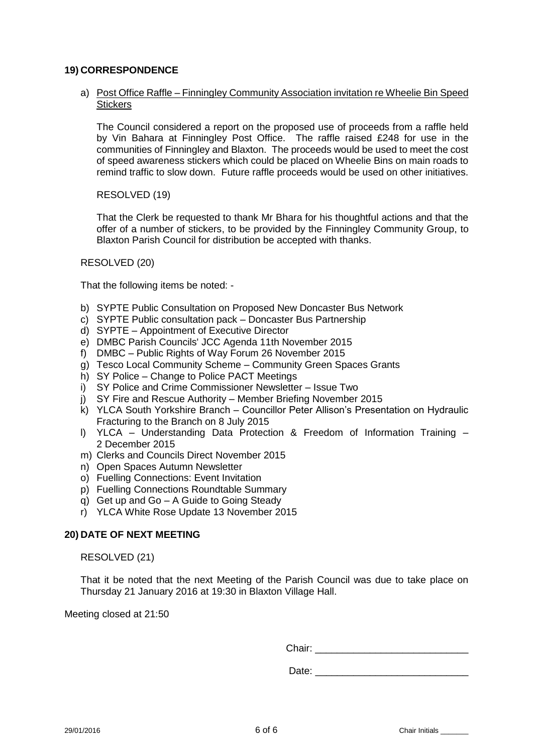## 19) CORRESPONDENCE

a) Post Office Raffle – Finningley Community Association invitation re Wheelie Bin Speed Stickers

The Council considered a report on the proposed use of proceeds from a raffle held by Vin Bahara at Finningley Post Office. The raffle raised £248 for use in the communities of Finningley and Blaxton. The proceeds would be used to meet the cost of speed awareness stickers which could be placed on Wheelie Bins on main roads to remind traffic to slow down. Future raffle proceeds would be used on other initiatives.

RESOLVED (19)

That the Clerk be requested to thank Mr Bhara for his thoughtful actions and that the offer of a number of stickers, to be provided by the Finningley Community Group, to Blaxton Parish Council for distribution be accepted with thanks.

RESOLVED (20)

That the following items be noted: -

b) SYPTE Public Consultation on Proposed New Doncaster Bus Network
c) SYPTE Public consultation pack – Doncaster Bus Partnership
d) SYPTE – Appointment of Executive Director
e) DMBC Parish Councils' JCC Agenda 11th November 2015
f) DMBC – Public Rights of Way Forum 26 November 2015
g) Tesco Local Community Scheme – Community Green Spaces Grants
h) SY Police – Change to Police PACT Meetings
i) SY Police and Crime Commissioner Newsletter – Issue Two
j) SY Fire and Rescue Authority – Member Briefing November 2015
k) YLCA South Yorkshire Branch – Councillor Peter Allison's Presentation on Hydraulic Fracturing to the Branch on 8 July 2015
l) YLCA – Understanding Data Protection & Freedom of Information Training – 2 December 2015
m) Clerks and Councils Direct November 2015
n) Open Spaces Autumn Newsletter
o) Fuelling Connections: Event Invitation
p) Fuelling Connections Roundtable Summary
q) Get up and Go – A Guide to Going Steady
r) YLCA White Rose Update 13 November 2015

## 20) DATE OF NEXT MEETING

RESOLVED (21)

That it be noted that the next Meeting of the Parish Council was due to take place on Thursday 21 January 2016 at 19:30 in Blaxton Village Hall.

Meeting closed at 21:50

Chair: ___________________________

Date: ____________________________

29/01/2016 Chair Initials _______